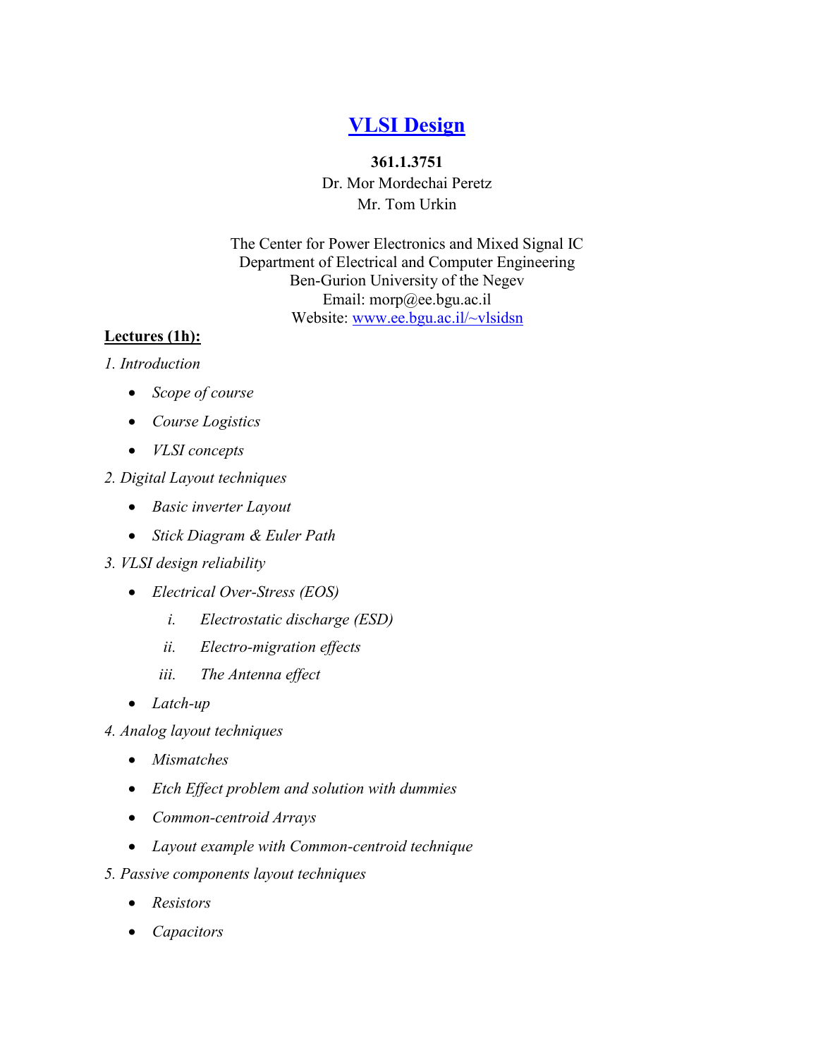# [VLSI Design](#)

**361.1.3751**

Dr. Mor Mordechai Peretz

Mr. Tom Urkin

The Center for Power Electronics and Mixed Signal IC

Department of Electrical and Computer Engineering

Ben-Gurion University of the Negev

Email: morp@ee.bgu.ac.il

Website: [www.ee.bgu.ac.il/~vlsidsn](www.ee.bgu.ac.il/~vlsidsn)

**Lectures (1h):**

*1. Introduction*

- *Scope of course*
- *Course Logistics*
- *VLSI concepts*

*2. Digital Layout techniques*

- *Basic inverter Layout*
- *Stick Diagram & Euler Path*

*3. VLSI design reliability*

- *Electrical Over-Stress (EOS)*
    - i. *Electrostatic discharge (ESD)*
    - ii. *Electro-migration effects*
    - iii. *The Antenna effect*
- *Latch-up*

*4. Analog layout techniques*

- *Mismatches*
- *Etch Effect problem and solution with dummies*
- *Common-centroid Arrays*
- *Layout example with Common-centroid technique*

*5. Passive components layout techniques*

- *Resistors*
- *Capacitors*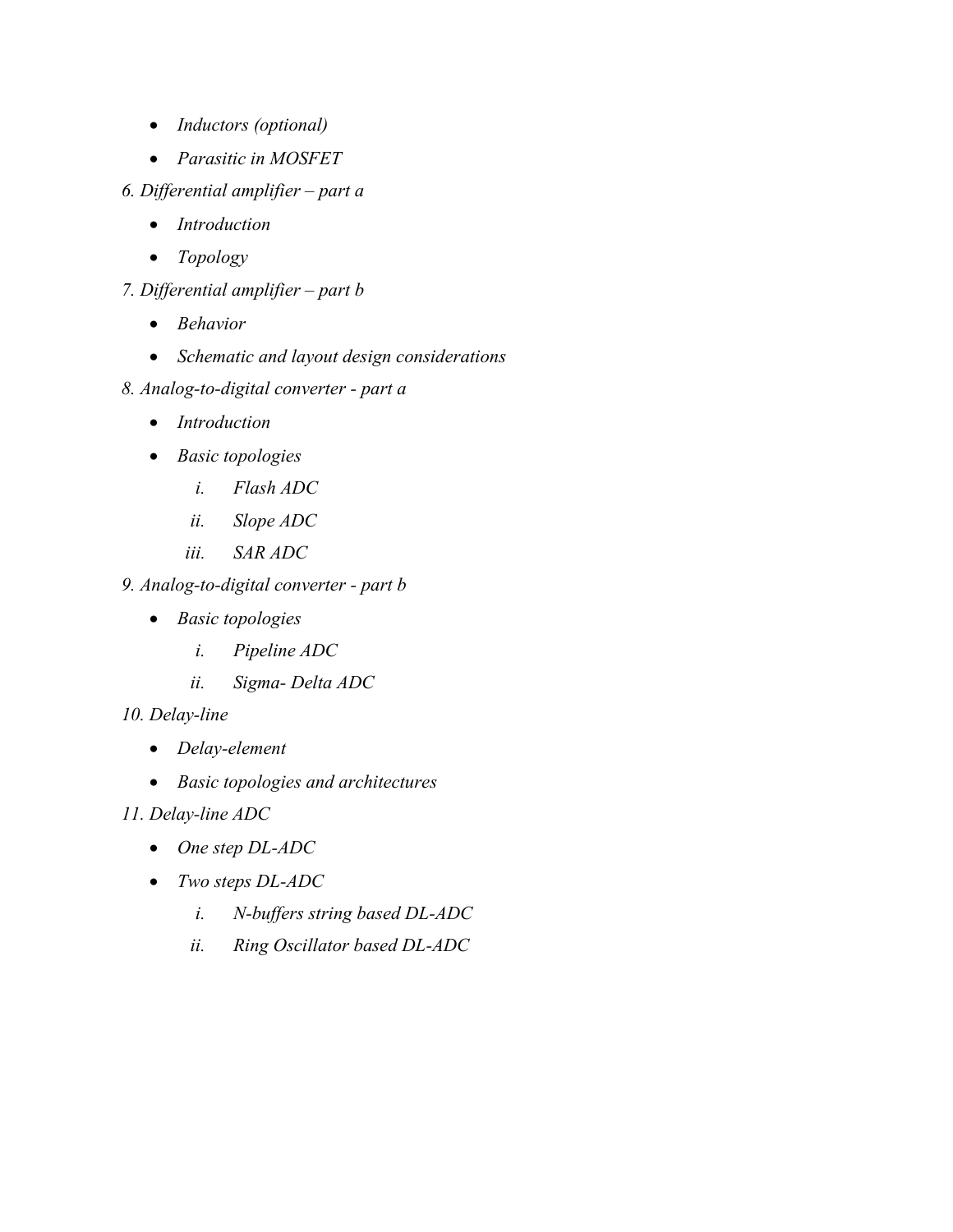- *Inductors (optional)*
- *Parasitic in MOSFET*

*6. Differential amplifier – part a*

- *Introduction*
- *Topology*

*7. Differential amplifier – part b*

- *Behavior*
- *Schematic and layout design considerations*

*8. Analog-to-digital converter - part a*

- *Introduction*
- *Basic topologies*
    - i. *Flash ADC*
    - ii. *Slope ADC*
    - iii. *SAR ADC*

*9. Analog-to-digital converter - part b*

- *Basic topologies*
    - i. *Pipeline ADC*
    - ii. *Sigma- Delta ADC*

*10. Delay-line*

- *Delay-element*
- *Basic topologies and architectures*

*11. Delay-line ADC*

- *One step DL-ADC*
- *Two steps DL-ADC*
    - i. *N-buffers string based DL-ADC*
    - ii. *Ring Oscillator based DL-ADC*